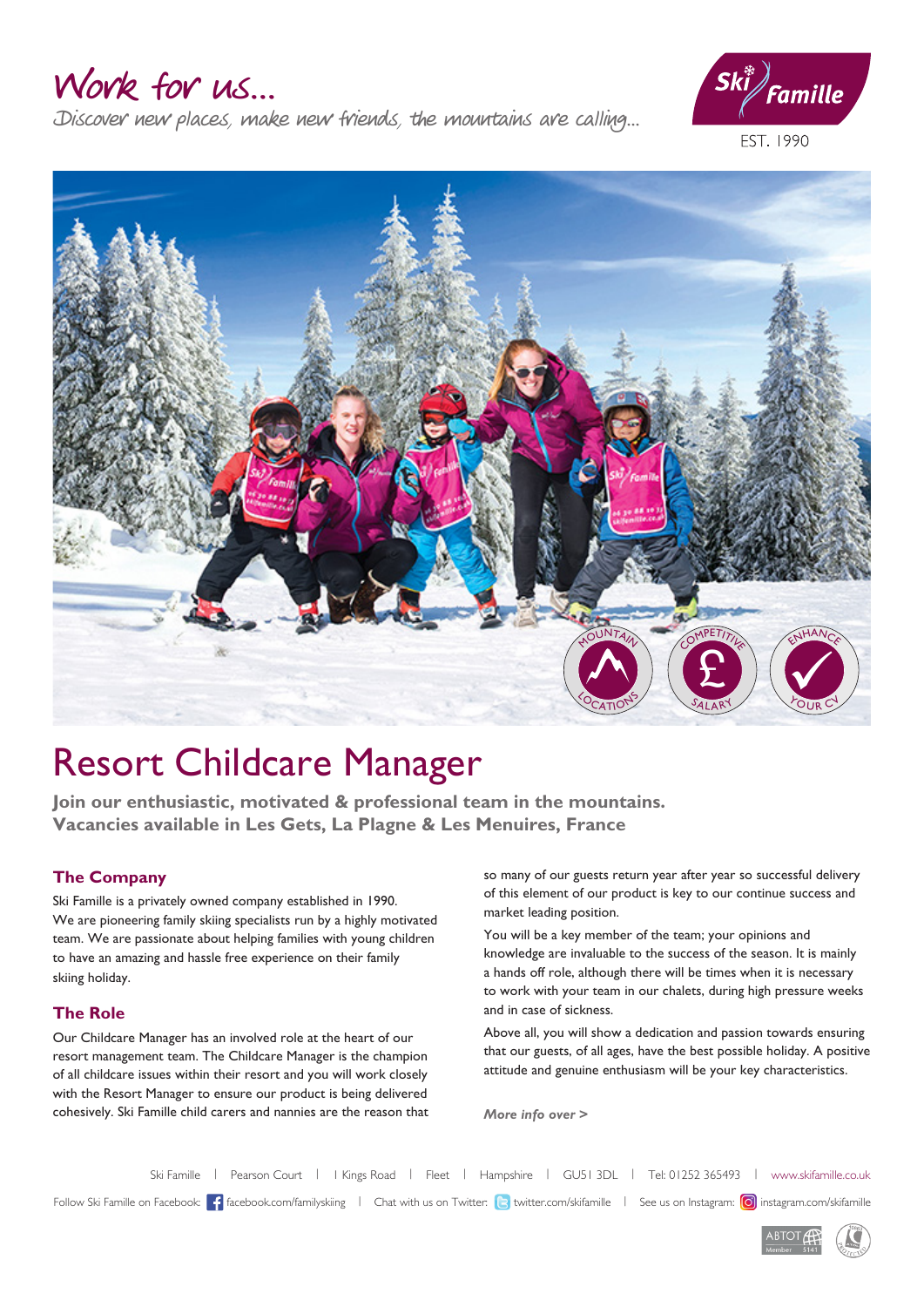# Work for us...

Discover new places, make new friends, the mountains are calling...

Ski Famille

EST. 1990

MOUNTAIN LOCATIONS

COMPETITIVE SALARY

ENHANCE YOUR CV

# Resort Childcare Manager

**Join our enthusiastic, motivated & professional team in the mountains.**
**Vacancies available in Les Gets, La Plagne & Les Menuires, France**

## The Company

Ski Famille is a privately owned company established in 1990. We are pioneering family skiing specialists run by a highly motivated team. We are passionate about helping families with young children to have an amazing and hassle free experience on their family skiing holiday.

## The Role

Our Childcare Manager has an involved role at the heart of our resort management team. The Childcare Manager is the champion of all childcare issues within their resort and you will work closely with the Resort Manager to ensure our product is being delivered cohesively. Ski Famille child carers and nannies are the reason that so many of our guests return year after year so successful delivery of this element of our product is key to our continue success and market leading position.

You will be a key member of the team; your opinions and knowledge are invaluable to the success of the season. It is mainly a hands off role, although there will be times when it is necessary to work with your team in our chalets, during high pressure weeks and in case of sickness.

Above all, you will show a dedication and passion towards ensuring that our guests, of all ages, have the best possible holiday. A positive attitude and genuine enthusiasm will be your key characteristics.

*More info over >*

Ski Famille | Pearson Court | I Kings Road | Fleet | Hampshire | GU51 3DL | Tel: 01252 365493 | www.skifamille.co.uk

Follow Ski Famille on Facebook: facebook.com/familyskiing | Chat with us on Twitter: twitter.com/skifamille | See us on Instagram: instagram.com/skifamille

ABTOT Member 5141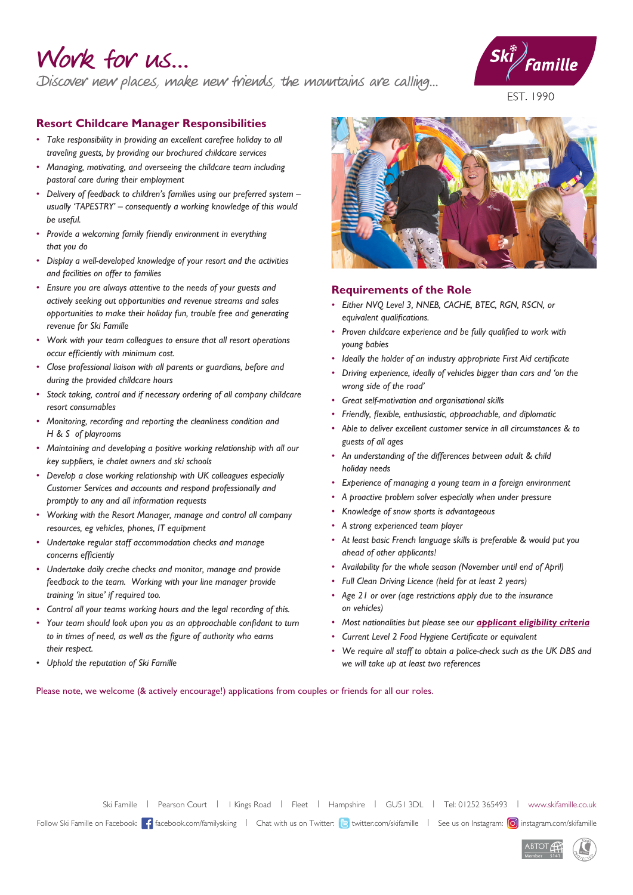# Work for us...

Discover new places, make new friends, the mountains are calling...

Ski Famille

EST. 1990

## Resort Childcare Manager Responsibilities

- *Take responsibility in providing an excellent carefree holiday to all traveling guests, by providing our brochured childcare services*
- *Managing, motivating, and overseeing the childcare team including pastoral care during their employment*
- *Delivery of feedback to children's families using our preferred system – usually 'TAPESTRY' – consequently a working knowledge of this would be useful.*
- *Provide a welcoming family friendly environment in everything that you do*
- *Display a well-developed knowledge of your resort and the activities and facilities on offer to families*
- *Ensure you are always attentive to the needs of your guests and actively seeking out opportunities and revenue streams and sales opportunities to make their holiday fun, trouble free and generating revenue for Ski Famille*
- *Work with your team colleagues to ensure that all resort operations occur efficiently with minimum cost.*
- *Close professional liaison with all parents or guardians, before and during the provided childcare hours*
- *Stock taking, control and if necessary ordering of all company childcare resort consumables*
- *Monitoring, recording and reporting the cleanliness condition and H & S of playrooms*
- *Maintaining and developing a positive working relationship with all our key suppliers, ie chalet owners and ski schools*
- *Develop a close working relationship with UK colleagues especially Customer Services and accounts and respond professionally and promptly to any and all information requests*
- *Working with the Resort Manager, manage and control all company resources, eg vehicles, phones, IT equipment*
- *Undertake regular staff accommodation checks and manage concerns efficiently*
- *Undertake daily creche checks and monitor, manage and provide feedback to the team. Working with your line manager provide training 'in situe' if required too.*
- *Control all your teams working hours and the legal recording of this.*
- *Your team should look upon you as an approachable confidant to turn to in times of need, as well as the figure of authority who earns their respect.*
- *Uphold the reputation of Ski Famille*

## Requirements of the Role

- *Either NVQ Level 3, NNEB, CACHE, BTEC, RGN, RSCN, or equivalent qualifications.*
- *Proven childcare experience and be fully qualified to work with young babies*
- *Ideally the holder of an industry appropriate First Aid certificate*
- *Driving experience, ideally of vehicles bigger than cars and 'on the wrong side of the road'*
- *Great self-motivation and organisational skills*
- *Friendly, flexible, enthusiastic, approachable, and diplomatic*
- *Able to deliver excellent customer service in all circumstances & to guests of all ages*
- *An understanding of the differences between adult & child holiday needs*
- *Experience of managing a young team in a foreign environment*
- *A proactive problem solver especially when under pressure*
- *Knowledge of snow sports is advantageous*
- *A strong experienced team player*
- *At least basic French language skills is preferable & would put you ahead of other applicants!*
- *Availability for the whole season (November until end of April)*
- *Full Clean Driving Licence (held for at least 2 years)*
- *Age 21 or over (age restrictions apply due to the insurance on vehicles)*
- *Most nationalities but please see our* ***applicant eligibility criteria***
- *Current Level 2 Food Hygiene Certificate or equivalent*
- *We require all staff to obtain a police-check such as the UK DBS and we will take up at least two references*

Please note, we welcome (& actively encourage!) applications from couples or friends for all our roles.

Ski Famille | Pearson Court | 1 Kings Road | Fleet | Hampshire | GU51 3DL | Tel: 01252 365493 | www.skifamille.co.uk

Follow Ski Famille on Facebook: facebook.com/familyskiing | Chat with us on Twitter: twitter.com/skifamille | See us on Instagram: instagram.com/skifamille

ABTOT Member 5141